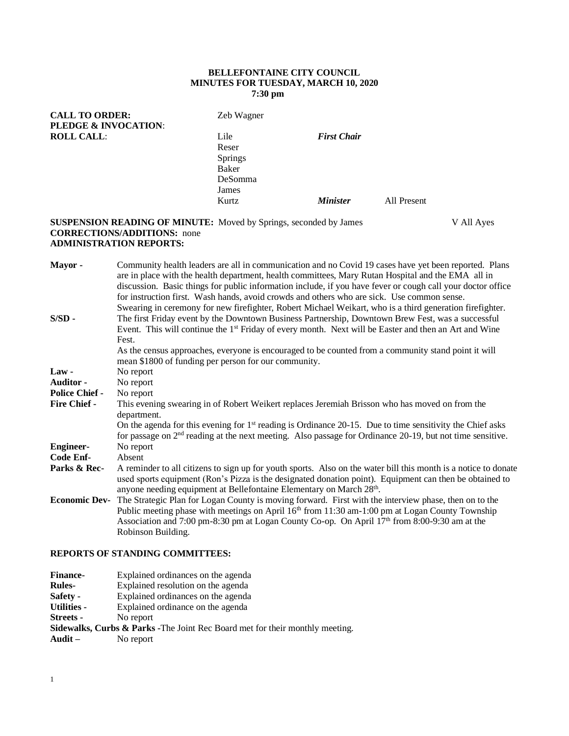**BELLEFONTAINE CITY COUNCIL**
**MINUTES FOR TUESDAY, MARCH 10, 2020**
**7:30 pm**

**CALL TO ORDER:** Zeb Wagner
**PLEDGE & INVOCATION**:
**ROLL CALL**:

| | | | |
|---|---|---|---|
| Lile | ***First Chair*** | | |
| Reser | | | |
| Springs | | | |
| Baker | | | |
| DeSomma | | | |
| James | | | |
| Kurtz | ***Minister*** | All Present | |

**SUSPENSION READING OF MINUTE:** Moved by Springs, seconded by James V All Ayes
**CORRECTIONS/ADDITIONS:** none
**ADMINISTRATION REPORTS:**

**Mayor -** Community health leaders are all in communication and no Covid 19 cases have yet been reported. Plans are in place with the health department, health committees, Mary Rutan Hospital and the EMA all in discussion. Basic things for public information include, if you have fever or cough call your doctor office for instruction first. Wash hands, avoid crowds and others who are sick. Use common sense.
Swearing in ceremony for new firefighter, Robert Michael Weikart, who is a third generation firefighter.

**S/SD -** The first Friday event by the Downtown Business Partnership, Downtown Brew Fest, was a successful Event. This will continue the 1st Friday of every month. Next will be Easter and then an Art and Wine Fest.
As the census approaches, everyone is encouraged to be counted from a community stand point it will mean $1800 of funding per person for our community.

**Law -** No report

**Auditor -** No report

**Police Chief -** No report

**Fire Chief -** This evening swearing in of Robert Weikert replaces Jeremiah Brisson who has moved on from the department.
On the agenda for this evening for 1st reading is Ordinance 20-15. Due to time sensitivity the Chief asks for passage on 2nd reading at the next meeting. Also passage for Ordinance 20-19, but not time sensitive.

**Engineer-** No report

**Code Enf-** Absent

**Parks & Rec-** A reminder to all citizens to sign up for youth sports. Also on the water bill this month is a notice to donate used sports equipment (Ron's Pizza is the designated donation point). Equipment can then be obtained to anyone needing equipment at Bellefontaine Elementary on March 28th.

**Economic Dev-** The Strategic Plan for Logan County is moving forward. First with the interview phase, then on to the Public meeting phase with meetings on April 16th from 11:30 am-1:00 pm at Logan County Township Association and 7:00 pm-8:30 pm at Logan County Co-op. On April 17th from 8:00-9:30 am at the Robinson Building.

**REPORTS OF STANDING COMMITTEES:**

**Finance-** Explained ordinances on the agenda
**Rules-** Explained resolution on the agenda
**Safety -** Explained ordinances on the agenda
**Utilities -** Explained ordinance on the agenda
**Streets -** No report
**Sidewalks, Curbs & Parks -** The Joint Rec Board met for their monthly meeting.
**Audit –** No report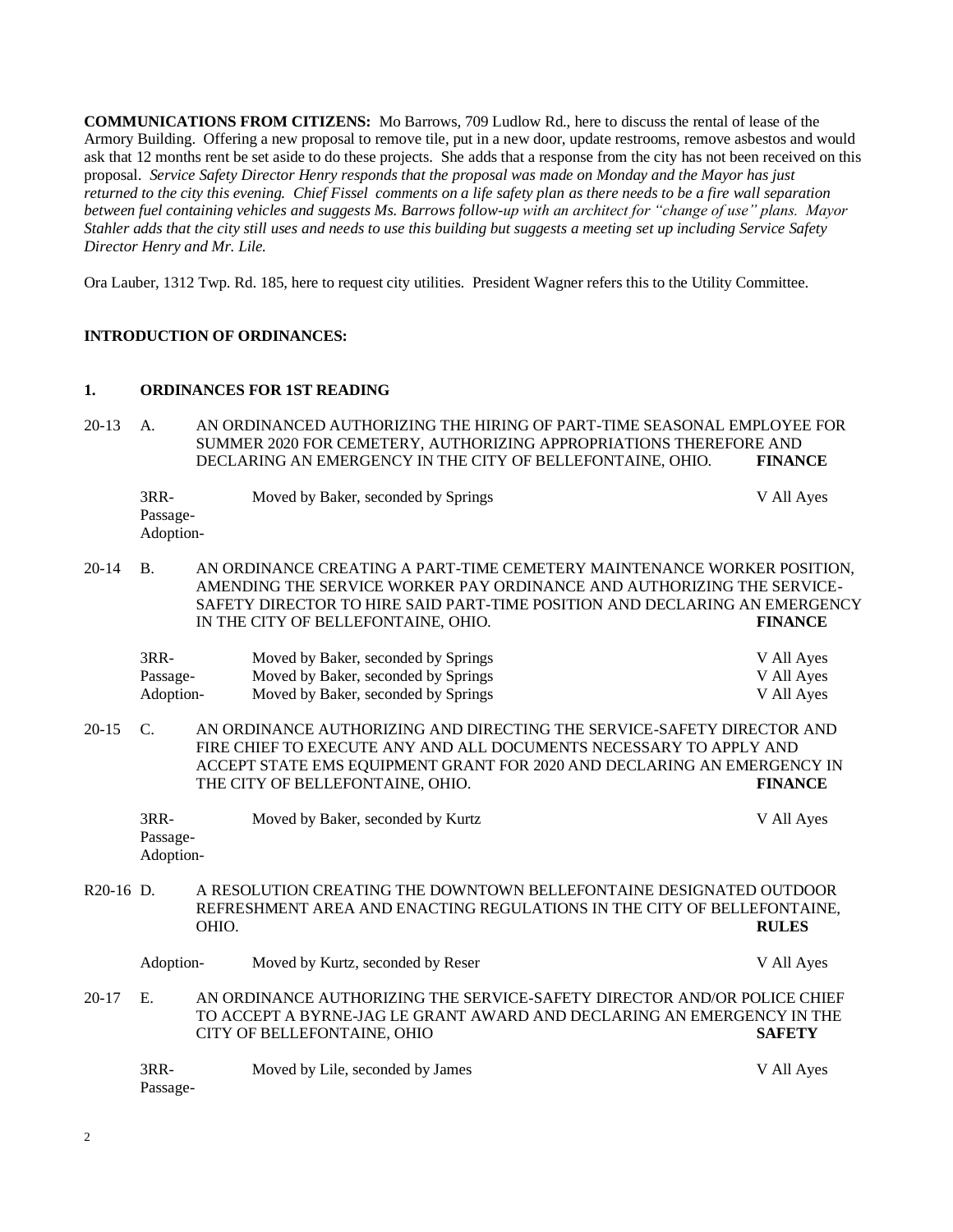**COMMUNICATIONS FROM CITIZENS:** Mo Barrows, 709 Ludlow Rd., here to discuss the rental of lease of the Armory Building. Offering a new proposal to remove tile, put in a new door, update restrooms, remove asbestos and would ask that 12 months rent be set aside to do these projects. She adds that a response from the city has not been received on this proposal. *Service Safety Director Henry responds that the proposal was made on Monday and the Mayor has just returned to the city this evening. Chief Fissel comments on a life safety plan as there needs to be a fire wall separation between fuel containing vehicles and suggests Ms. Barrows follow-up with an architect for "change of use" plans. Mayor Stahler adds that the city still uses and needs to use this building but suggests a meeting set up including Service Safety Director Henry and Mr. Lile.*

Ora Lauber, 1312 Twp. Rd. 185, here to request city utilities. President Wagner refers this to the Utility Committee.

**INTRODUCTION OF ORDINANCES:**

**1. ORDINANCES FOR 1ST READING**

20-13 A. AN ORDINANCED AUTHORIZING THE HIRING OF PART-TIME SEASONAL EMPLOYEE FOR SUMMER 2020 FOR CEMETERY, AUTHORIZING APPROPRIATIONS THEREFORE AND DECLARING AN EMERGENCY IN THE CITY OF BELLEFONTAINE, OHIO. **FINANCE**

| | | |
|---|---|---|
| 3RR- | Moved by Baker, seconded by Springs | V All Ayes |
| Passage- | | |
| Adoption- | | |

20-14 B. AN ORDINANCE CREATING A PART-TIME CEMETERY MAINTENANCE WORKER POSITION, AMENDING THE SERVICE WORKER PAY ORDINANCE AND AUTHORIZING THE SERVICE-SAFETY DIRECTOR TO HIRE SAID PART-TIME POSITION AND DECLARING AN EMERGENCY IN THE CITY OF BELLEFONTAINE, OHIO. **FINANCE**

| | | |
|---|---|---|
| 3RR- | Moved by Baker, seconded by Springs | V All Ayes |
| Passage- | Moved by Baker, seconded by Springs | V All Ayes |
| Adoption- | Moved by Baker, seconded by Springs | V All Ayes |

20-15 C. AN ORDINANCE AUTHORIZING AND DIRECTING THE SERVICE-SAFETY DIRECTOR AND FIRE CHIEF TO EXECUTE ANY AND ALL DOCUMENTS NECESSARY TO APPLY AND ACCEPT STATE EMS EQUIPMENT GRANT FOR 2020 AND DECLARING AN EMERGENCY IN THE CITY OF BELLEFONTAINE, OHIO. **FINANCE**

| | | |
|---|---|---|
| 3RR- | Moved by Baker, seconded by Kurtz | V All Ayes |
| Passage- | | |
| Adoption- | | |

R20-16 D. A RESOLUTION CREATING THE DOWNTOWN BELLEFONTAINE DESIGNATED OUTDOOR REFRESHMENT AREA AND ENACTING REGULATIONS IN THE CITY OF BELLEFONTAINE, OHIO. **RULES**

| | | |
|---|---|---|
| Adoption- | Moved by Kurtz, seconded by Reser | V All Ayes |

20-17 E. AN ORDINANCE AUTHORIZING THE SERVICE-SAFETY DIRECTOR AND/OR POLICE CHIEF TO ACCEPT A BYRNE-JAG LE GRANT AWARD AND DECLARING AN EMERGENCY IN THE CITY OF BELLEFONTAINE, OHIO **SAFETY**

| | | |
|---|---|---|
| 3RR- | Moved by Lile, seconded by James | V All Ayes |
| Passage- | | |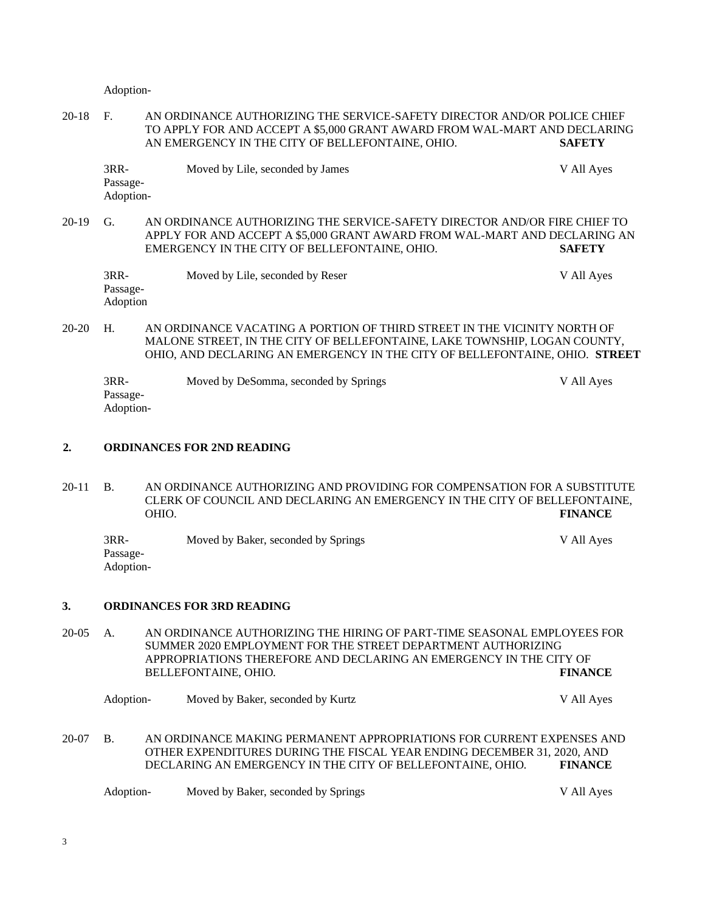Adoption-

20-18 F. AN ORDINANCE AUTHORIZING THE SERVICE-SAFETY DIRECTOR AND/OR POLICE CHIEF TO APPLY FOR AND ACCEPT A $5,000 GRANT AWARD FROM WAL-MART AND DECLARING AN EMERGENCY IN THE CITY OF BELLEFONTAINE, OHIO. **SAFETY**

3RR- Moved by Lile, seconded by James V All Ayes
Passage-
Adoption-

20-19 G. AN ORDINANCE AUTHORIZING THE SERVICE-SAFETY DIRECTOR AND/OR FIRE CHIEF TO APPLY FOR AND ACCEPT A $5,000 GRANT AWARD FROM WAL-MART AND DECLARING AN EMERGENCY IN THE CITY OF BELLEFONTAINE, OHIO. **SAFETY**

3RR- Moved by Lile, seconded by Reser V All Ayes
Passage-
Adoption

20-20 H. AN ORDINANCE VACATING A PORTION OF THIRD STREET IN THE VICINITY NORTH OF MALONE STREET, IN THE CITY OF BELLEFONTAINE, LAKE TOWNSHIP, LOGAN COUNTY, OHIO, AND DECLARING AN EMERGENCY IN THE CITY OF BELLEFONTAINE, OHIO. **STREET**

3RR- Moved by DeSomma, seconded by Springs V All Ayes
Passage-
Adoption-

## 2. ORDINANCES FOR 2ND READING

20-11 B. AN ORDINANCE AUTHORIZING AND PROVIDING FOR COMPENSATION FOR A SUBSTITUTE CLERK OF COUNCIL AND DECLARING AN EMERGENCY IN THE CITY OF BELLEFONTAINE, OHIO. **FINANCE**

3RR- Moved by Baker, seconded by Springs V All Ayes
Passage-
Adoption-

## 3. ORDINANCES FOR 3RD READING

20-05 A. AN ORDINANCE AUTHORIZING THE HIRING OF PART-TIME SEASONAL EMPLOYEES FOR SUMMER 2020 EMPLOYMENT FOR THE STREET DEPARTMENT AUTHORIZING APPROPRIATIONS THEREFORE AND DECLARING AN EMERGENCY IN THE CITY OF BELLEFONTAINE, OHIO. **FINANCE**

Adoption- Moved by Baker, seconded by Kurtz V All Ayes

20-07 B. AN ORDINANCE MAKING PERMANENT APPROPRIATIONS FOR CURRENT EXPENSES AND OTHER EXPENDITURES DURING THE FISCAL YEAR ENDING DECEMBER 31, 2020, AND DECLARING AN EMERGENCY IN THE CITY OF BELLEFONTAINE, OHIO. **FINANCE**

Adoption- Moved by Baker, seconded by Springs V All Ayes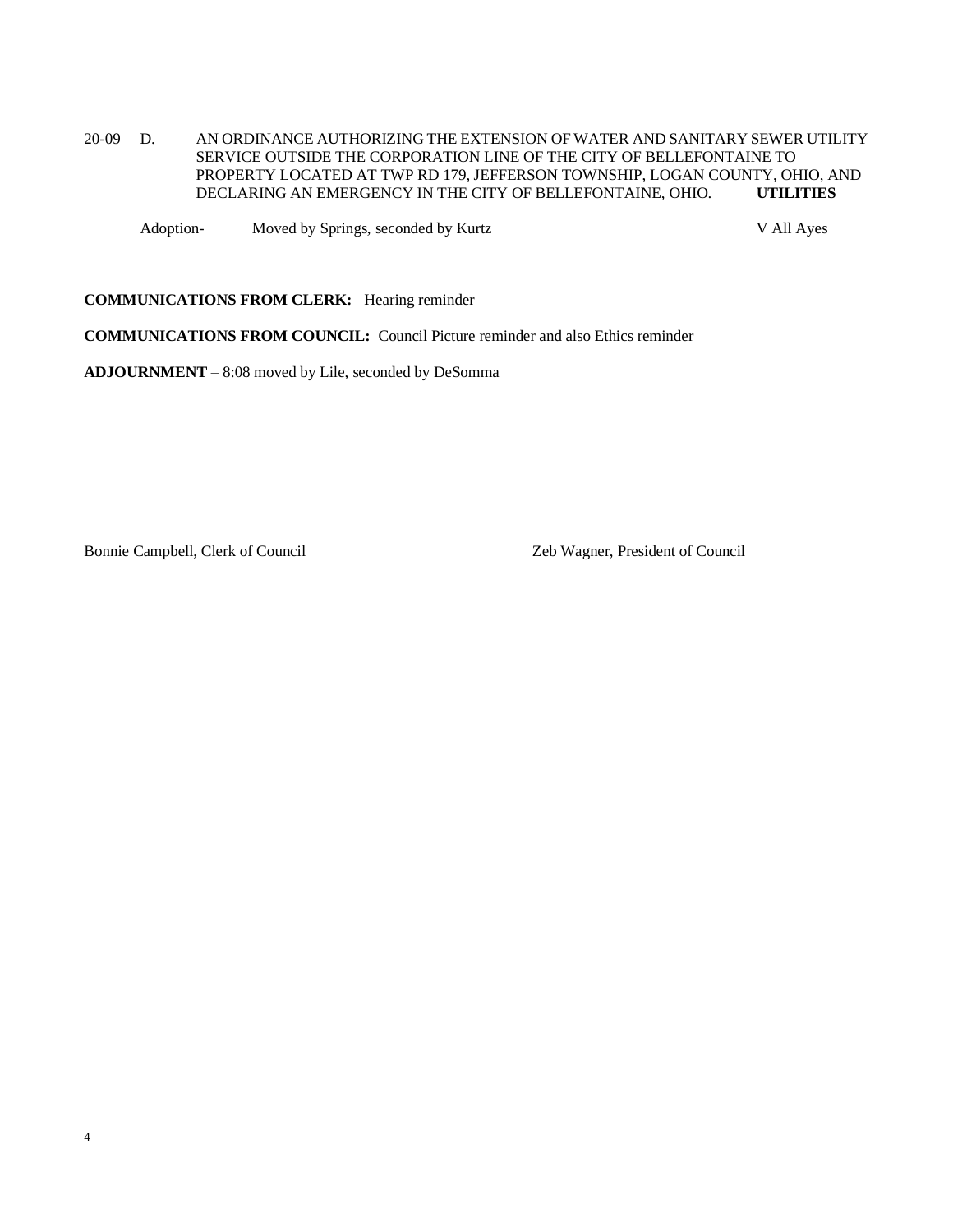20-09 D. AN ORDINANCE AUTHORIZING THE EXTENSION OF WATER AND SANITARY SEWER UTILITY SERVICE OUTSIDE THE CORPORATION LINE OF THE CITY OF BELLEFONTAINE TO PROPERTY LOCATED AT TWP RD 179, JEFFERSON TOWNSHIP, LOGAN COUNTY, OHIO, AND DECLARING AN EMERGENCY IN THE CITY OF BELLEFONTAINE, OHIO. **UTILITIES**

Adoption- Moved by Springs, seconded by Kurtz V All Ayes

**COMMUNICATIONS FROM CLERK:** Hearing reminder

**COMMUNICATIONS FROM COUNCIL:** Council Picture reminder and also Ethics reminder

**ADJOURNMENT** – 8:08 moved by Lile, seconded by DeSomma

Bonnie Campbell, Clerk of Council

Zeb Wagner, President of Council